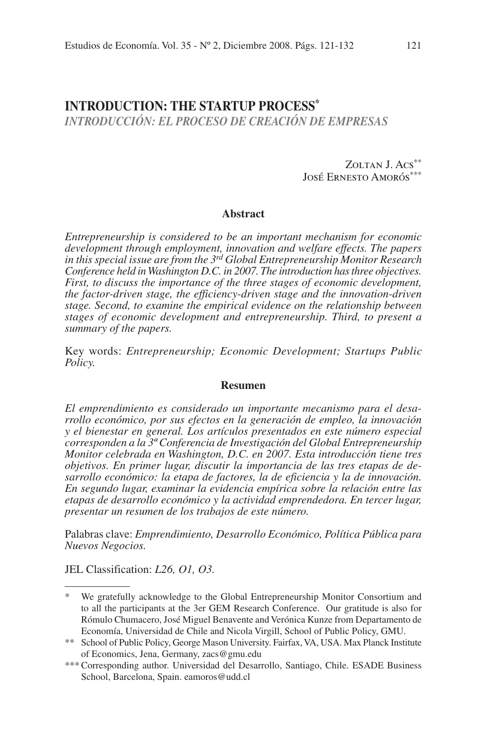# INTRODUCTION: THE STARTUP PROCESS*

## *INTRODUCCIÓN: EL PROCESO DE CREACIÓN DE EMPRESAS*

Zoltan J. Acs**
José Ernesto Amorós***

### Abstract

*Entrepreneurship is considered to be an important mechanism for economic development through employment, innovation and welfare effects. The papers in this special issue are from the 3rd Global Entrepreneurship Monitor Research Conference held in Washington D.C. in 2007. The introduction has three objectives. First, to discuss the importance of the three stages of economic development, the factor-driven stage, the efficiency-driven stage and the innovation-driven stage. Second, to examine the empirical evidence on the relationship between stages of economic development and entrepreneurship. Third, to present a summary of the papers.*

Key words: *Entrepreneurship; Economic Development; Startups Public Policy.*

### Resumen

*El emprendimiento es considerado un importante mecanismo para el desarrollo económico, por sus efectos en la generación de empleo, la innovación y el bienestar en general. Los artículos presentados en este número especial corresponden a la 3ª Conferencia de Investigación del Global Entrepreneurship Monitor celebrada en Washington, D.C. en 2007. Esta introducción tiene tres objetivos. En primer lugar, discutir la importancia de las tres etapas de desarrollo económico: la etapa de factores, la de eficiencia y la de innovación. En segundo lugar, examinar la evidencia empírica sobre la relación entre las etapas de desarrollo económico y la actividad emprendedora. En tercer lugar, presentar un resumen de los trabajos de este número.*

Palabras clave: *Emprendimiento, Desarrollo Económico, Política Pública para Nuevos Negocios.*

JEL Classification: *L26, O1, O3.*

---

\* We gratefully acknowledge to the Global Entrepreneurship Monitor Consortium and to all the participants at the 3er GEM Research Conference. Our gratitude is also for Rómulo Chumacero, José Miguel Benavente and Verónica Kunze from Departamento de Economía, Universidad de Chile and Nicola Virgill, School of Public Policy, GMU.

\*\* School of Public Policy, George Mason University. Fairfax, VA, USA. Max Planck Institute of Economics, Jena, Germany, zacs@gmu.edu

\*\*\* Corresponding author. Universidad del Desarrollo, Santiago, Chile. ESADE Business School, Barcelona, Spain. eamoros@udd.cl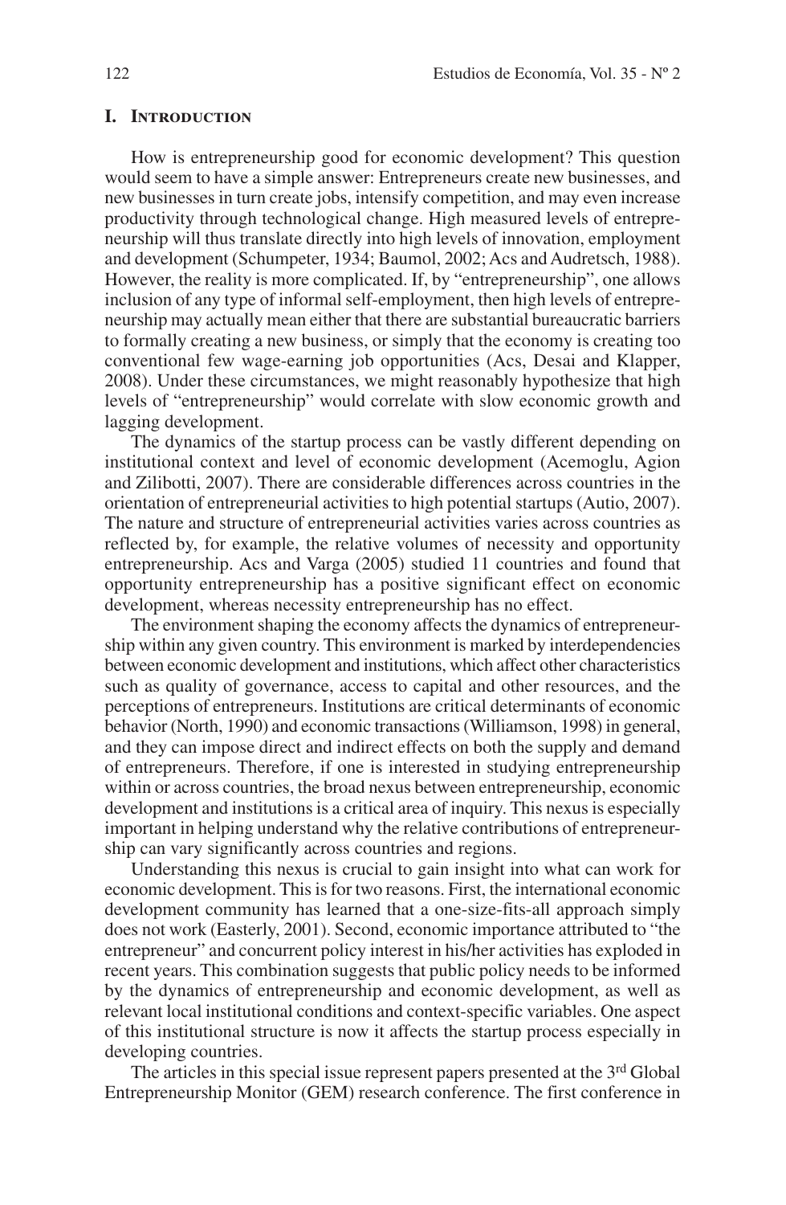## I. Introduction

How is entrepreneurship good for economic development? This question would seem to have a simple answer: Entrepreneurs create new businesses, and new businesses in turn create jobs, intensify competition, and may even increase productivity through technological change. High measured levels of entrepreneurship will thus translate directly into high levels of innovation, employment and development (Schumpeter, 1934; Baumol, 2002; Acs and Audretsch, 1988). However, the reality is more complicated. If, by "entrepreneurship", one allows inclusion of any type of informal self-employment, then high levels of entrepreneurship may actually mean either that there are substantial bureaucratic barriers to formally creating a new business, or simply that the economy is creating too conventional few wage-earning job opportunities (Acs, Desai and Klapper, 2008). Under these circumstances, we might reasonably hypothesize that high levels of "entrepreneurship" would correlate with slow economic growth and lagging development.

The dynamics of the startup process can be vastly different depending on institutional context and level of economic development (Acemoglu, Agion and Zilibotti, 2007). There are considerable differences across countries in the orientation of entrepreneurial activities to high potential startups (Autio, 2007). The nature and structure of entrepreneurial activities varies across countries as reflected by, for example, the relative volumes of necessity and opportunity entrepreneurship. Acs and Varga (2005) studied 11 countries and found that opportunity entrepreneurship has a positive significant effect on economic development, whereas necessity entrepreneurship has no effect.

The environment shaping the economy affects the dynamics of entrepreneurship within any given country. This environment is marked by interdependencies between economic development and institutions, which affect other characteristics such as quality of governance, access to capital and other resources, and the perceptions of entrepreneurs. Institutions are critical determinants of economic behavior (North, 1990) and economic transactions (Williamson, 1998) in general, and they can impose direct and indirect effects on both the supply and demand of entrepreneurs. Therefore, if one is interested in studying entrepreneurship within or across countries, the broad nexus between entrepreneurship, economic development and institutions is a critical area of inquiry. This nexus is especially important in helping understand why the relative contributions of entrepreneurship can vary significantly across countries and regions.

Understanding this nexus is crucial to gain insight into what can work for economic development. This is for two reasons. First, the international economic development community has learned that a one-size-fits-all approach simply does not work (Easterly, 2001). Second, economic importance attributed to "the entrepreneur" and concurrent policy interest in his/her activities has exploded in recent years. This combination suggests that public policy needs to be informed by the dynamics of entrepreneurship and economic development, as well as relevant local institutional conditions and context-specific variables. One aspect of this institutional structure is now it affects the startup process especially in developing countries.

The articles in this special issue represent papers presented at the 3rd Global Entrepreneurship Monitor (GEM) research conference. The first conference in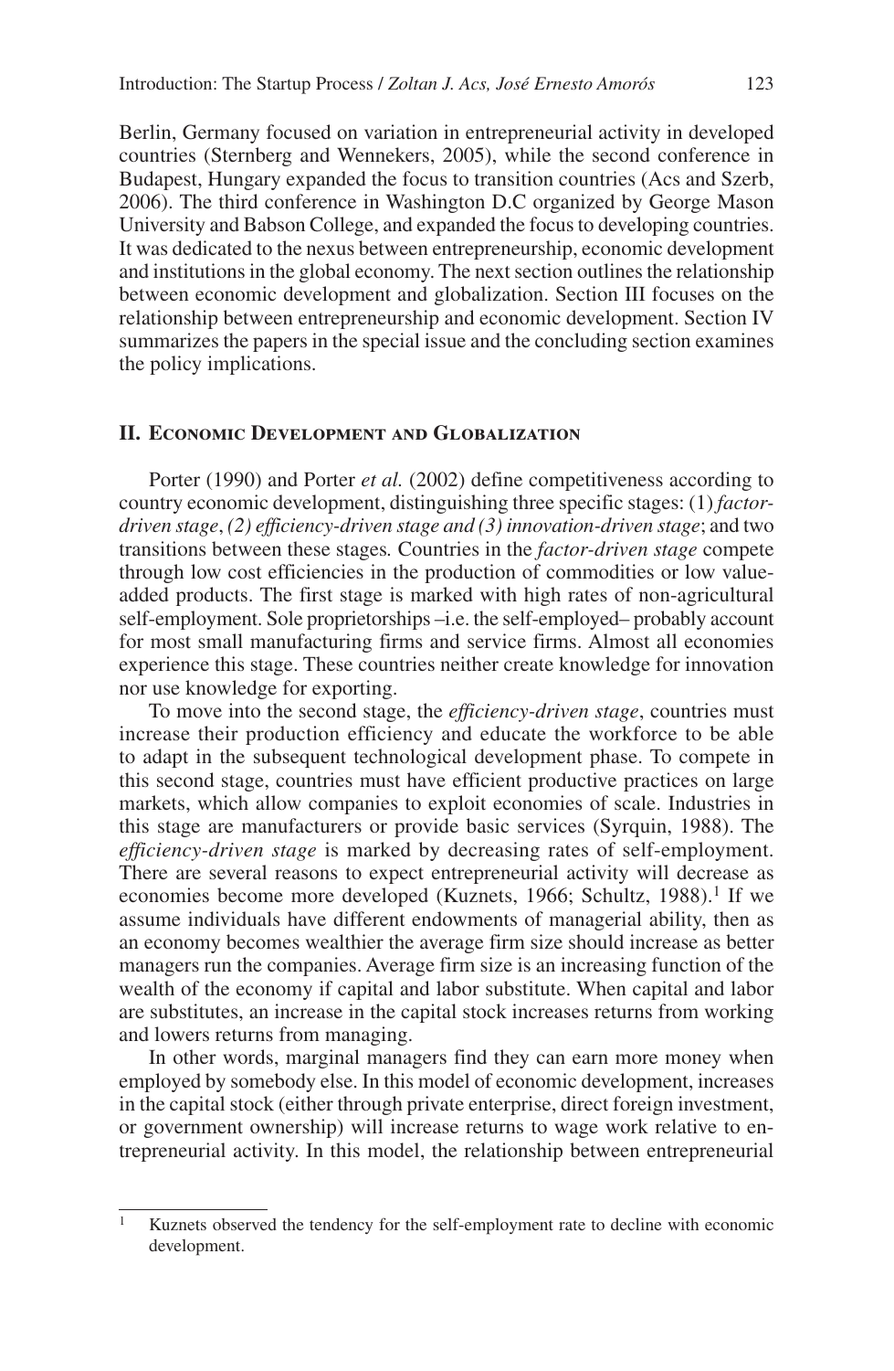Berlin, Germany focused on variation in entrepreneurial activity in developed countries (Sternberg and Wennekers, 2005), while the second conference in Budapest, Hungary expanded the focus to transition countries (Acs and Szerb, 2006). The third conference in Washington D.C organized by George Mason University and Babson College, and expanded the focus to developing countries. It was dedicated to the nexus between entrepreneurship, economic development and institutions in the global economy. The next section outlines the relationship between economic development and globalization. Section III focuses on the relationship between entrepreneurship and economic development. Section IV summarizes the papers in the special issue and the concluding section examines the policy implications.

## II. Economic Development and Globalization

Porter (1990) and Porter *et al.* (2002) define competitiveness according to country economic development, distinguishing three specific stages: (1) *factor-driven stage*, *(2) efficiency-driven stage and (3) innovation-driven stage*; and two transitions between these stages. Countries in the *factor-driven stage* compete through low cost efficiencies in the production of commodities or low value-added products. The first stage is marked with high rates of non-agricultural self-employment. Sole proprietorships –i.e. the self-employed– probably account for most small manufacturing firms and service firms. Almost all economies experience this stage. These countries neither create knowledge for innovation nor use knowledge for exporting.

To move into the second stage, the *efficiency-driven stage*, countries must increase their production efficiency and educate the workforce to be able to adapt in the subsequent technological development phase. To compete in this second stage, countries must have efficient productive practices on large markets, which allow companies to exploit economies of scale. Industries in this stage are manufacturers or provide basic services (Syrquin, 1988). The *efficiency-driven stage* is marked by decreasing rates of self-employment. There are several reasons to expect entrepreneurial activity will decrease as economies become more developed (Kuznets, 1966; Schultz, 1988).[1] If we assume individuals have different endowments of managerial ability, then as an economy becomes wealthier the average firm size should increase as better managers run the companies. Average firm size is an increasing function of the wealth of the economy if capital and labor substitute. When capital and labor are substitutes, an increase in the capital stock increases returns from working and lowers returns from managing.

In other words, marginal managers find they can earn more money when employed by somebody else. In this model of economic development, increases in the capital stock (either through private enterprise, direct foreign investment, or government ownership) will increase returns to wage work relative to entrepreneurial activity. In this model, the relationship between entrepreneurial

[1] Kuznets observed the tendency for the self-employment rate to decline with economic development.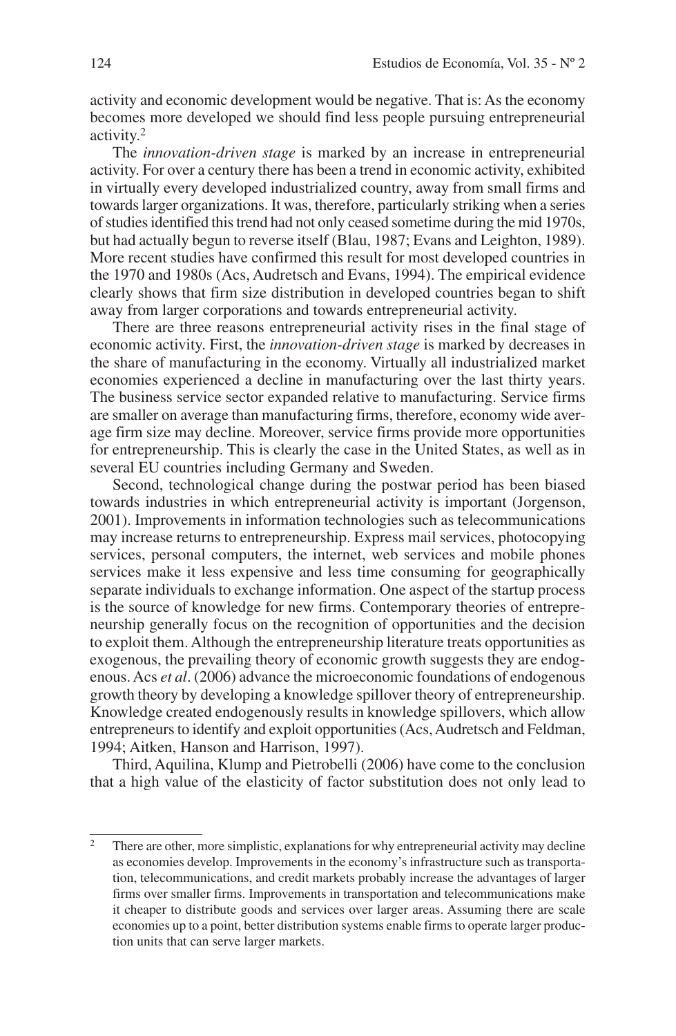activity and economic development would be negative. That is: As the economy becomes more developed we should find less people pursuing entrepreneurial activity.[2]

The *innovation-driven stage* is marked by an increase in entrepreneurial activity. For over a century there has been a trend in economic activity, exhibited in virtually every developed industrialized country, away from small firms and towards larger organizations. It was, therefore, particularly striking when a series of studies identified this trend had not only ceased sometime during the mid 1970s, but had actually begun to reverse itself (Blau, 1987; Evans and Leighton, 1989). More recent studies have confirmed this result for most developed countries in the 1970 and 1980s (Acs, Audretsch and Evans, 1994). The empirical evidence clearly shows that firm size distribution in developed countries began to shift away from larger corporations and towards entrepreneurial activity.

There are three reasons entrepreneurial activity rises in the final stage of economic activity. First, the *innovation-driven stage* is marked by decreases in the share of manufacturing in the economy. Virtually all industrialized market economies experienced a decline in manufacturing over the last thirty years. The business service sector expanded relative to manufacturing. Service firms are smaller on average than manufacturing firms, therefore, economy wide average firm size may decline. Moreover, service firms provide more opportunities for entrepreneurship. This is clearly the case in the United States, as well as in several EU countries including Germany and Sweden.

Second, technological change during the postwar period has been biased towards industries in which entrepreneurial activity is important (Jorgenson, 2001). Improvements in information technologies such as telecommunications may increase returns to entrepreneurship. Express mail services, photocopying services, personal computers, the internet, web services and mobile phones services make it less expensive and less time consuming for geographically separate individuals to exchange information. One aspect of the startup process is the source of knowledge for new firms. Contemporary theories of entrepreneurship generally focus on the recognition of opportunities and the decision to exploit them. Although the entrepreneurship literature treats opportunities as exogenous, the prevailing theory of economic growth suggests they are endogenous. Acs *et al*. (2006) advance the microeconomic foundations of endogenous growth theory by developing a knowledge spillover theory of entrepreneurship. Knowledge created endogenously results in knowledge spillovers, which allow entrepreneurs to identify and exploit opportunities (Acs, Audretsch and Feldman, 1994; Aitken, Hanson and Harrison, 1997).

Third, Aquilina, Klump and Pietrobelli (2006) have come to the conclusion that a high value of the elasticity of factor substitution does not only lead to

---

[2] There are other, more simplistic, explanations for why entrepreneurial activity may decline as economies develop. Improvements in the economy's infrastructure such as transportation, telecommunications, and credit markets probably increase the advantages of larger firms over smaller firms. Improvements in transportation and telecommunications make it cheaper to distribute goods and services over larger areas. Assuming there are scale economies up to a point, better distribution systems enable firms to operate larger production units that can serve larger markets.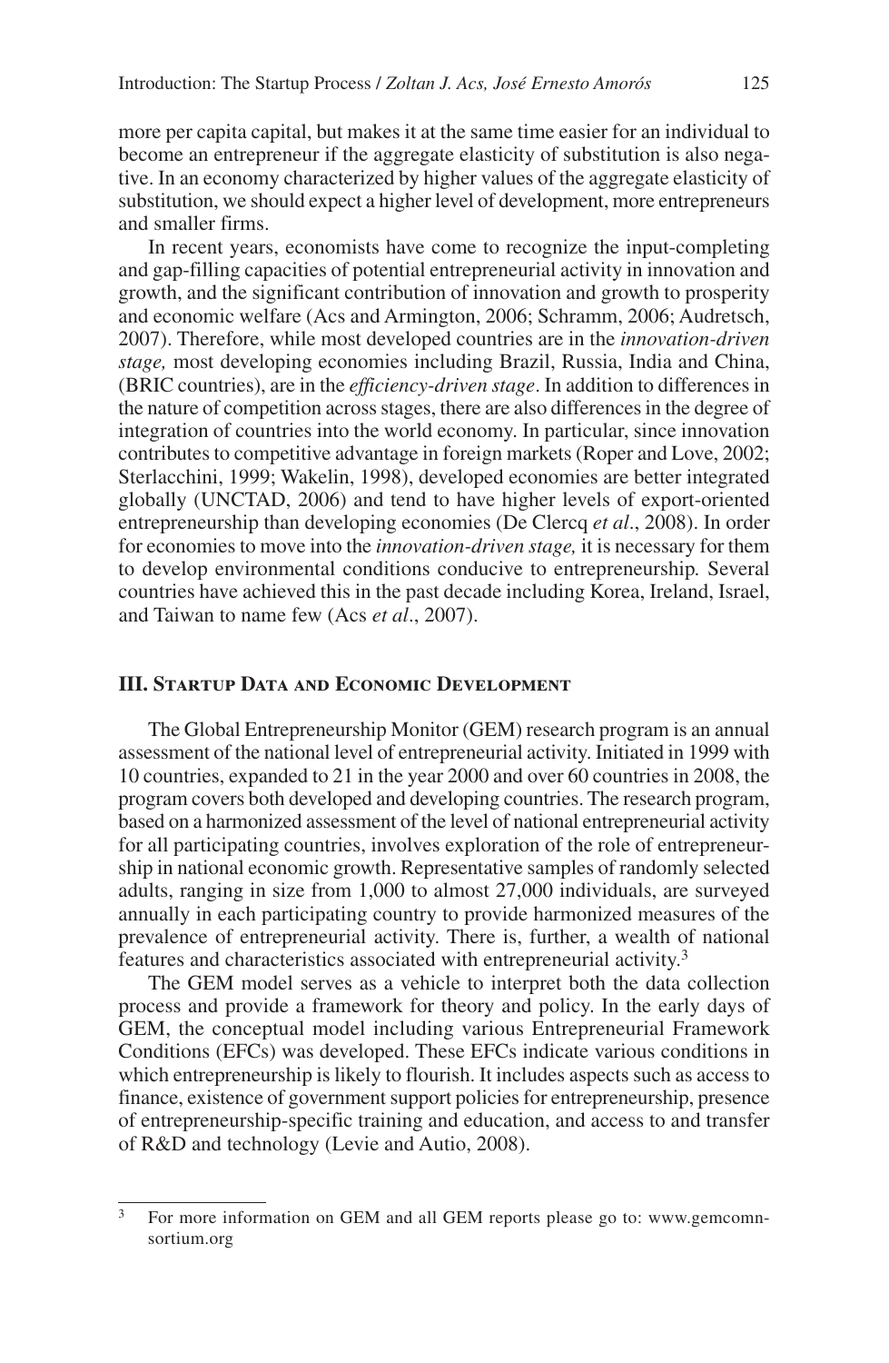more per capita capital, but makes it at the same time easier for an individual to become an entrepreneur if the aggregate elasticity of substitution is also negative. In an economy characterized by higher values of the aggregate elasticity of substitution, we should expect a higher level of development, more entrepreneurs and smaller firms.

In recent years, economists have come to recognize the input-completing and gap-filling capacities of potential entrepreneurial activity in innovation and growth, and the significant contribution of innovation and growth to prosperity and economic welfare (Acs and Armington, 2006; Schramm, 2006; Audretsch, 2007). Therefore, while most developed countries are in the *innovation-driven stage,* most developing economies including Brazil, Russia, India and China, (BRIC countries), are in the *efficiency-driven stage*. In addition to differences in the nature of competition across stages, there are also differences in the degree of integration of countries into the world economy. In particular, since innovation contributes to competitive advantage in foreign markets (Roper and Love, 2002; Sterlacchini, 1999; Wakelin, 1998), developed economies are better integrated globally (UNCTAD, 2006) and tend to have higher levels of export-oriented entrepreneurship than developing economies (De Clercq *et al*., 2008). In order for economies to move into the *innovation-driven stage,* it is necessary for them to develop environmental conditions conducive to entrepreneurship. Several countries have achieved this in the past decade including Korea, Ireland, Israel, and Taiwan to name few (Acs *et al*., 2007).

## III. Startup Data and Economic Development

The Global Entrepreneurship Monitor (GEM) research program is an annual assessment of the national level of entrepreneurial activity. Initiated in 1999 with 10 countries, expanded to 21 in the year 2000 and over 60 countries in 2008, the program covers both developed and developing countries. The research program, based on a harmonized assessment of the level of national entrepreneurial activity for all participating countries, involves exploration of the role of entrepreneurship in national economic growth. Representative samples of randomly selected adults, ranging in size from 1,000 to almost 27,000 individuals, are surveyed annually in each participating country to provide harmonized measures of the prevalence of entrepreneurial activity. There is, further, a wealth of national features and characteristics associated with entrepreneurial activity.[3]

The GEM model serves as a vehicle to interpret both the data collection process and provide a framework for theory and policy. In the early days of GEM, the conceptual model including various Entrepreneurial Framework Conditions (EFCs) was developed. These EFCs indicate various conditions in which entrepreneurship is likely to flourish. It includes aspects such as access to finance, existence of government support policies for entrepreneurship, presence of entrepreneurship-specific training and education, and access to and transfer of R&D and technology (Levie and Autio, 2008).

[3] For more information on GEM and all GEM reports please go to: www.gemcomnsortium.org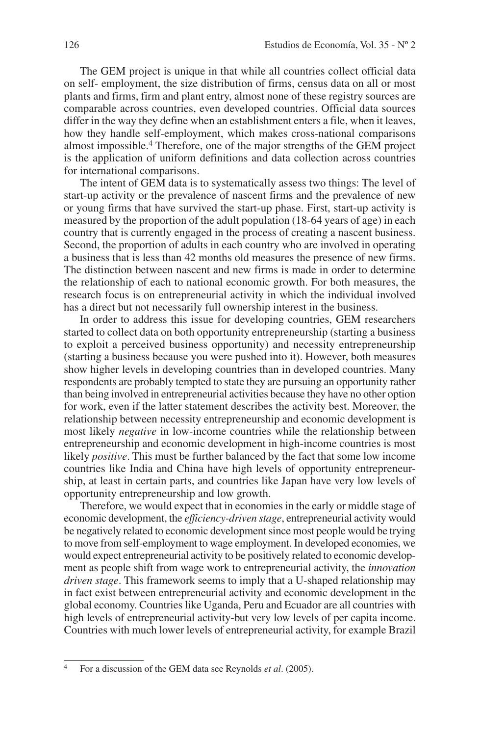The GEM project is unique in that while all countries collect official data on self- employment, the size distribution of firms, census data on all or most plants and firms, firm and plant entry, almost none of these registry sources are comparable across countries, even developed countries. Official data sources differ in the way they define when an establishment enters a file, when it leaves, how they handle self-employment, which makes cross-national comparisons almost impossible.[4] Therefore, one of the major strengths of the GEM project is the application of uniform definitions and data collection across countries for international comparisons.

The intent of GEM data is to systematically assess two things: The level of start-up activity or the prevalence of nascent firms and the prevalence of new or young firms that have survived the start-up phase. First, start-up activity is measured by the proportion of the adult population (18-64 years of age) in each country that is currently engaged in the process of creating a nascent business. Second, the proportion of adults in each country who are involved in operating a business that is less than 42 months old measures the presence of new firms. The distinction between nascent and new firms is made in order to determine the relationship of each to national economic growth. For both measures, the research focus is on entrepreneurial activity in which the individual involved has a direct but not necessarily full ownership interest in the business.

In order to address this issue for developing countries, GEM researchers started to collect data on both opportunity entrepreneurship (starting a business to exploit a perceived business opportunity) and necessity entrepreneurship (starting a business because you were pushed into it). However, both measures show higher levels in developing countries than in developed countries. Many respondents are probably tempted to state they are pursuing an opportunity rather than being involved in entrepreneurial activities because they have no other option for work, even if the latter statement describes the activity best. Moreover, the relationship between necessity entrepreneurship and economic development is most likely *negative* in low-income countries while the relationship between entrepreneurship and economic development in high-income countries is most likely *positive*. This must be further balanced by the fact that some low income countries like India and China have high levels of opportunity entrepreneurship, at least in certain parts, and countries like Japan have very low levels of opportunity entrepreneurship and low growth.

Therefore, we would expect that in economies in the early or middle stage of economic development, the *efficiency-driven stage*, entrepreneurial activity would be negatively related to economic development since most people would be trying to move from self-employment to wage employment. In developed economies, we would expect entrepreneurial activity to be positively related to economic development as people shift from wage work to entrepreneurial activity, the *innovation driven stage*. This framework seems to imply that a U-shaped relationship may in fact exist between entrepreneurial activity and economic development in the global economy. Countries like Uganda, Peru and Ecuador are all countries with high levels of entrepreneurial activity-but very low levels of per capita income. Countries with much lower levels of entrepreneurial activity, for example Brazil

[4] For a discussion of the GEM data see Reynolds *et al*. (2005).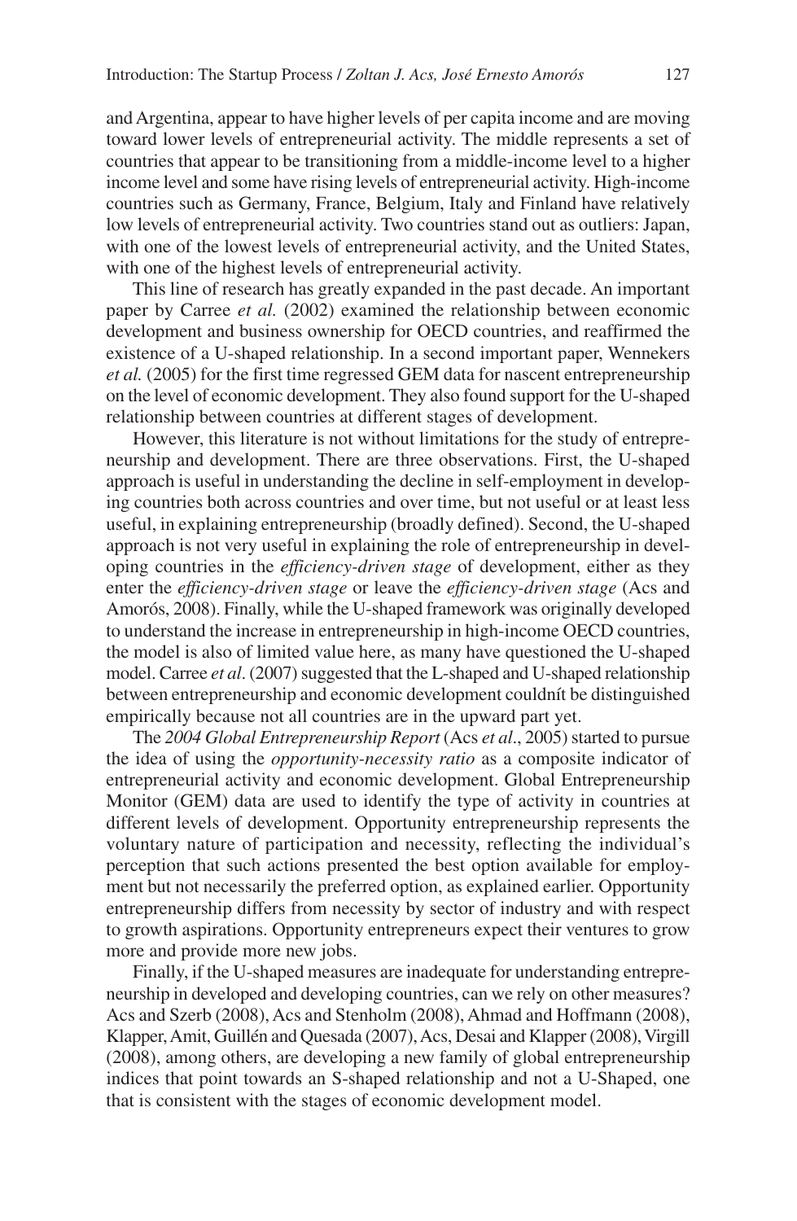and Argentina, appear to have higher levels of per capita income and are moving toward lower levels of entrepreneurial activity. The middle represents a set of countries that appear to be transitioning from a middle-income level to a higher income level and some have rising levels of entrepreneurial activity. High-income countries such as Germany, France, Belgium, Italy and Finland have relatively low levels of entrepreneurial activity. Two countries stand out as outliers: Japan, with one of the lowest levels of entrepreneurial activity, and the United States, with one of the highest levels of entrepreneurial activity.

This line of research has greatly expanded in the past decade. An important paper by Carree *et al.* (2002) examined the relationship between economic development and business ownership for OECD countries, and reaffirmed the existence of a U-shaped relationship. In a second important paper, Wennekers *et al.* (2005) for the first time regressed GEM data for nascent entrepreneurship on the level of economic development. They also found support for the U-shaped relationship between countries at different stages of development.

However, this literature is not without limitations for the study of entrepreneurship and development. There are three observations. First, the U-shaped approach is useful in understanding the decline in self-employment in developing countries both across countries and over time, but not useful or at least less useful, in explaining entrepreneurship (broadly defined). Second, the U-shaped approach is not very useful in explaining the role of entrepreneurship in developing countries in the *efficiency-driven stage* of development, either as they enter the *efficiency-driven stage* or leave the *efficiency-driven stage* (Acs and Amorós, 2008). Finally, while the U-shaped framework was originally developed to understand the increase in entrepreneurship in high-income OECD countries, the model is also of limited value here, as many have questioned the U-shaped model. Carree *et al*. (2007) suggested that the L-shaped and U-shaped relationship between entrepreneurship and economic development couldnít be distinguished empirically because not all countries are in the upward part yet.

The *2004 Global Entrepreneurship Report* (Acs *et al*., 2005) started to pursue the idea of using the *opportunity-necessity ratio* as a composite indicator of entrepreneurial activity and economic development. Global Entrepreneurship Monitor (GEM) data are used to identify the type of activity in countries at different levels of development. Opportunity entrepreneurship represents the voluntary nature of participation and necessity, reflecting the individual's perception that such actions presented the best option available for employment but not necessarily the preferred option, as explained earlier. Opportunity entrepreneurship differs from necessity by sector of industry and with respect to growth aspirations. Opportunity entrepreneurs expect their ventures to grow more and provide more new jobs.

Finally, if the U-shaped measures are inadequate for understanding entrepreneurship in developed and developing countries, can we rely on other measures? Acs and Szerb (2008), Acs and Stenholm (2008), Ahmad and Hoffmann (2008), Klapper, Amit, Guillén and Quesada (2007), Acs, Desai and Klapper (2008), Virgill (2008), among others, are developing a new family of global entrepreneurship indices that point towards an S-shaped relationship and not a U-Shaped, one that is consistent with the stages of economic development model.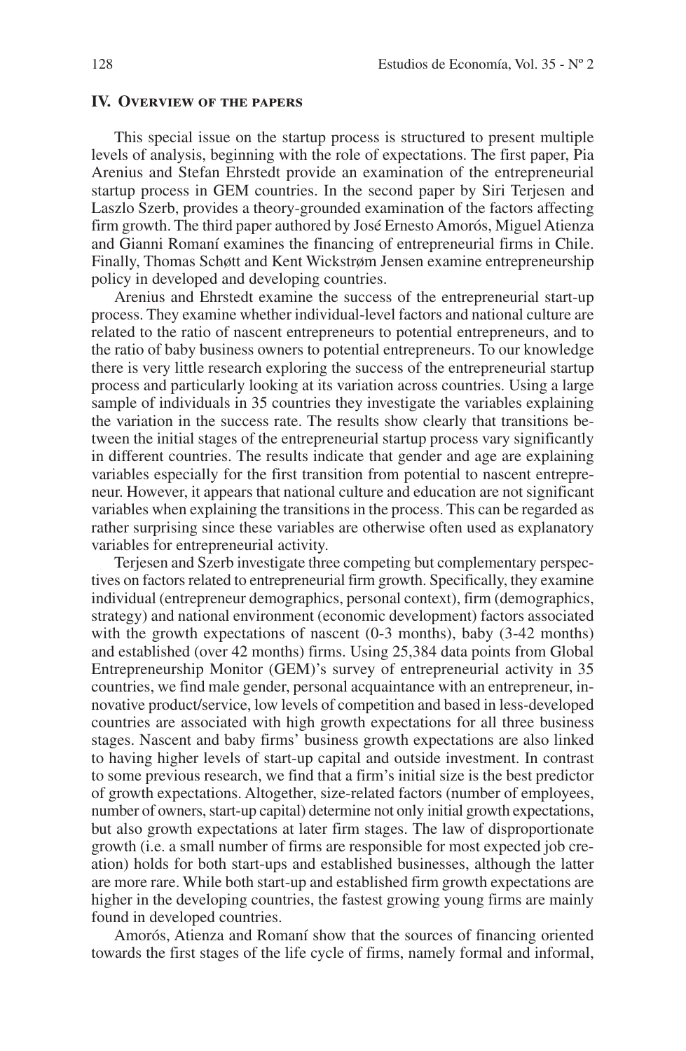## IV. Overview of the papers

This special issue on the startup process is structured to present multiple levels of analysis, beginning with the role of expectations. The first paper, Pia Arenius and Stefan Ehrstedt provide an examination of the entrepreneurial startup process in GEM countries. In the second paper by Siri Terjesen and Laszlo Szerb, provides a theory-grounded examination of the factors affecting firm growth. The third paper authored by José Ernesto Amorós, Miguel Atienza and Gianni Romaní examines the financing of entrepreneurial firms in Chile. Finally, Thomas Schøtt and Kent Wickstrøm Jensen examine entrepreneurship policy in developed and developing countries.

Arenius and Ehrstedt examine the success of the entrepreneurial start-up process. They examine whether individual-level factors and national culture are related to the ratio of nascent entrepreneurs to potential entrepreneurs, and to the ratio of baby business owners to potential entrepreneurs. To our knowledge there is very little research exploring the success of the entrepreneurial startup process and particularly looking at its variation across countries. Using a large sample of individuals in 35 countries they investigate the variables explaining the variation in the success rate. The results show clearly that transitions between the initial stages of the entrepreneurial startup process vary significantly in different countries. The results indicate that gender and age are explaining variables especially for the first transition from potential to nascent entrepreneur. However, it appears that national culture and education are not significant variables when explaining the transitions in the process. This can be regarded as rather surprising since these variables are otherwise often used as explanatory variables for entrepreneurial activity.

Terjesen and Szerb investigate three competing but complementary perspectives on factors related to entrepreneurial firm growth. Specifically, they examine individual (entrepreneur demographics, personal context), firm (demographics, strategy) and national environment (economic development) factors associated with the growth expectations of nascent (0-3 months), baby (3-42 months) and established (over 42 months) firms. Using 25,384 data points from Global Entrepreneurship Monitor (GEM)'s survey of entrepreneurial activity in 35 countries, we find male gender, personal acquaintance with an entrepreneur, innovative product/service, low levels of competition and based in less-developed countries are associated with high growth expectations for all three business stages. Nascent and baby firms' business growth expectations are also linked to having higher levels of start-up capital and outside investment. In contrast to some previous research, we find that a firm's initial size is the best predictor of growth expectations. Altogether, size-related factors (number of employees, number of owners, start-up capital) determine not only initial growth expectations, but also growth expectations at later firm stages. The law of disproportionate growth (i.e. a small number of firms are responsible for most expected job creation) holds for both start-ups and established businesses, although the latter are more rare. While both start-up and established firm growth expectations are higher in the developing countries, the fastest growing young firms are mainly found in developed countries.

Amorós, Atienza and Romaní show that the sources of financing oriented towards the first stages of the life cycle of firms, namely formal and informal,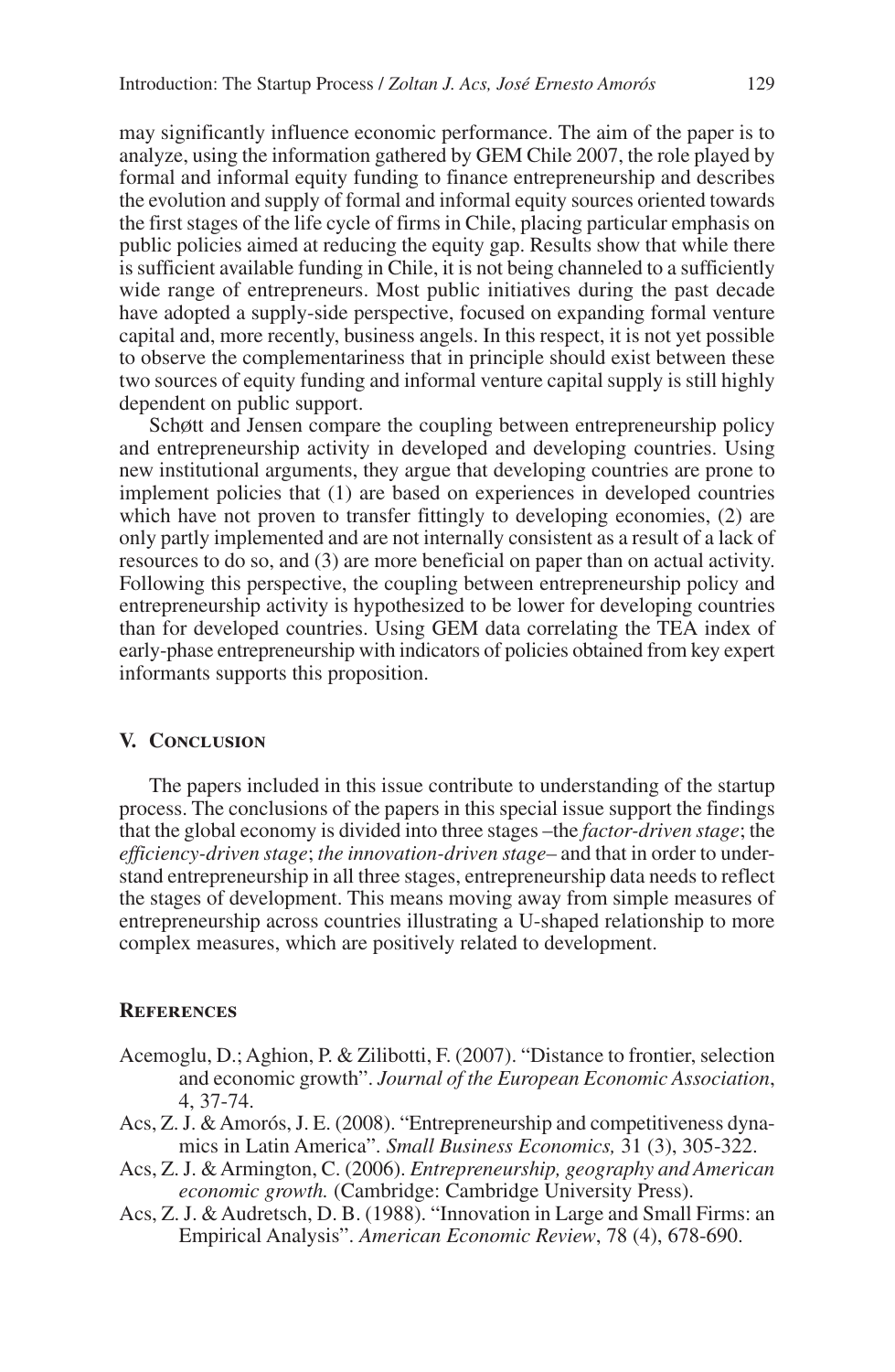may significantly influence economic performance. The aim of the paper is to analyze, using the information gathered by GEM Chile 2007, the role played by formal and informal equity funding to finance entrepreneurship and describes the evolution and supply of formal and informal equity sources oriented towards the first stages of the life cycle of firms in Chile, placing particular emphasis on public policies aimed at reducing the equity gap. Results show that while there is sufficient available funding in Chile, it is not being channeled to a sufficiently wide range of entrepreneurs. Most public initiatives during the past decade have adopted a supply-side perspective, focused on expanding formal venture capital and, more recently, business angels. In this respect, it is not yet possible to observe the complementariness that in principle should exist between these two sources of equity funding and informal venture capital supply is still highly dependent on public support.

Schøtt and Jensen compare the coupling between entrepreneurship policy and entrepreneurship activity in developed and developing countries. Using new institutional arguments, they argue that developing countries are prone to implement policies that (1) are based on experiences in developed countries which have not proven to transfer fittingly to developing economies, (2) are only partly implemented and are not internally consistent as a result of a lack of resources to do so, and (3) are more beneficial on paper than on actual activity. Following this perspective, the coupling between entrepreneurship policy and entrepreneurship activity is hypothesized to be lower for developing countries than for developed countries. Using GEM data correlating the TEA index of early-phase entrepreneurship with indicators of policies obtained from key expert informants supports this proposition.

## V. Conclusion

The papers included in this issue contribute to understanding of the startup process. The conclusions of the papers in this special issue support the findings that the global economy is divided into three stages –the *factor-driven stage*; the *efficiency-driven stage*; *the innovation-driven stage*– and that in order to understand entrepreneurship in all three stages, entrepreneurship data needs to reflect the stages of development. This means moving away from simple measures of entrepreneurship across countries illustrating a U-shaped relationship to more complex measures, which are positively related to development.

## References

- Acemoglu, D.; Aghion, P. & Zilibotti, F. (2007). "Distance to frontier, selection and economic growth". *Journal of the European Economic Association*, 4, 37-74.
- Acs, Z. J. & Amorós, J. E. (2008). "Entrepreneurship and competitiveness dynamics in Latin America". *Small Business Economics,* 31 (3), 305-322.
- Acs, Z. J. & Armington, C. (2006). *Entrepreneurship, geography and American economic growth.* (Cambridge: Cambridge University Press).
- Acs, Z. J. & Audretsch, D. B. (1988). "Innovation in Large and Small Firms: an Empirical Analysis". *American Economic Review*, 78 (4), 678-690.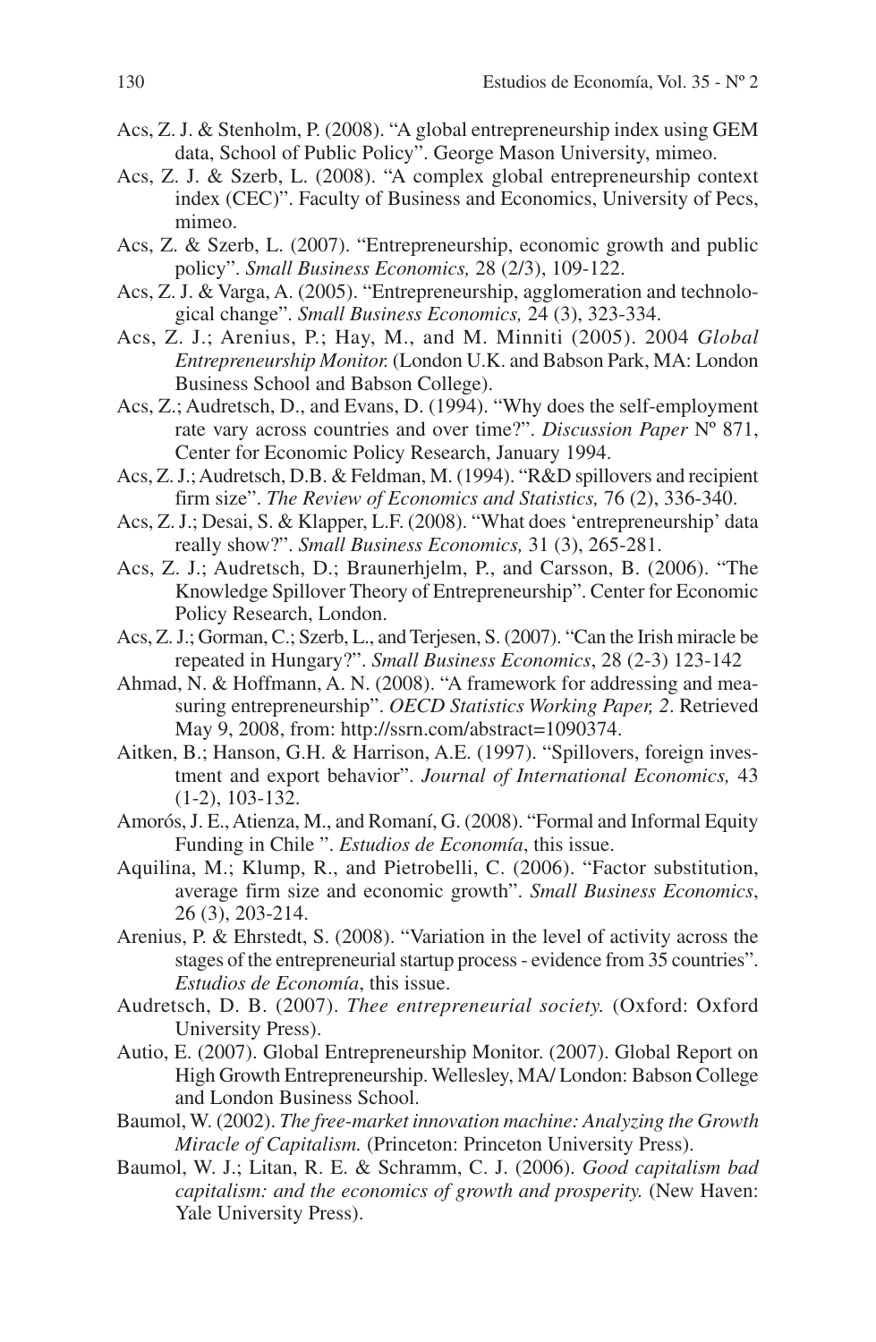Acs, Z. J. & Stenholm, P. (2008). "A global entrepreneurship index using GEM data, School of Public Policy". George Mason University, mimeo.

Acs, Z. J. & Szerb, L. (2008). "A complex global entrepreneurship context index (CEC)". Faculty of Business and Economics, University of Pecs, mimeo.

Acs, Z. & Szerb, L. (2007). "Entrepreneurship, economic growth and public policy". *Small Business Economics,* 28 (2/3), 109-122.

Acs, Z. J. & Varga, A. (2005). "Entrepreneurship, agglomeration and technological change". *Small Business Economics,* 24 (3), 323-334.

Acs, Z. J.; Arenius, P.; Hay, M., and M. Minniti (2005). 2004 *Global Entrepreneurship Monitor.* (London U.K. and Babson Park, MA: London Business School and Babson College).

Acs, Z.; Audretsch, D., and Evans, D. (1994). "Why does the self-employment rate vary across countries and over time?". *Discussion Paper* Nº 871, Center for Economic Policy Research, January 1994.

Acs, Z. J.; Audretsch, D.B. & Feldman, M. (1994). "R&D spillovers and recipient firm size". *The Review of Economics and Statistics,* 76 (2), 336-340.

Acs, Z. J.; Desai, S. & Klapper, L.F. (2008). "What does 'entrepreneurship' data really show?". *Small Business Economics,* 31 (3), 265-281.

Acs, Z. J.; Audretsch, D.; Braunerhjelm, P., and Carsson, B. (2006). "The Knowledge Spillover Theory of Entrepreneurship". Center for Economic Policy Research, London.

Acs, Z. J.; Gorman, C.; Szerb, L., and Terjesen, S. (2007). "Can the Irish miracle be repeated in Hungary?". *Small Business Economics*, 28 (2-3) 123-142

Ahmad, N. & Hoffmann, A. N. (2008). "A framework for addressing and measuring entrepreneurship". *OECD Statistics Working Paper, 2*. Retrieved May 9, 2008, from: http://ssrn.com/abstract=1090374.

Aitken, B.; Hanson, G.H. & Harrison, A.E. (1997). "Spillovers, foreign investment and export behavior". *Journal of International Economics,* 43 (1-2), 103-132.

Amorós, J. E., Atienza, M., and Romaní, G. (2008). "Formal and Informal Equity Funding in Chile ". *Estudios de Economía*, this issue.

Aquilina, M.; Klump, R., and Pietrobelli, C. (2006). "Factor substitution, average firm size and economic growth". *Small Business Economics*, 26 (3), 203-214.

Arenius, P. & Ehrstedt, S. (2008). "Variation in the level of activity across the stages of the entrepreneurial startup process - evidence from 35 countries". *Estudios de Economía*, this issue.

Audretsch, D. B. (2007). *Thee entrepreneurial society.* (Oxford: Oxford University Press).

Autio, E. (2007). Global Entrepreneurship Monitor. (2007). Global Report on High Growth Entrepreneurship. Wellesley, MA/ London: Babson College and London Business School.

Baumol, W. (2002). *The free-market innovation machine: Analyzing the Growth Miracle of Capitalism.* (Princeton: Princeton University Press).

Baumol, W. J.; Litan, R. E. & Schramm, C. J. (2006). *Good capitalism bad capitalism: and the economics of growth and prosperity.* (New Haven: Yale University Press).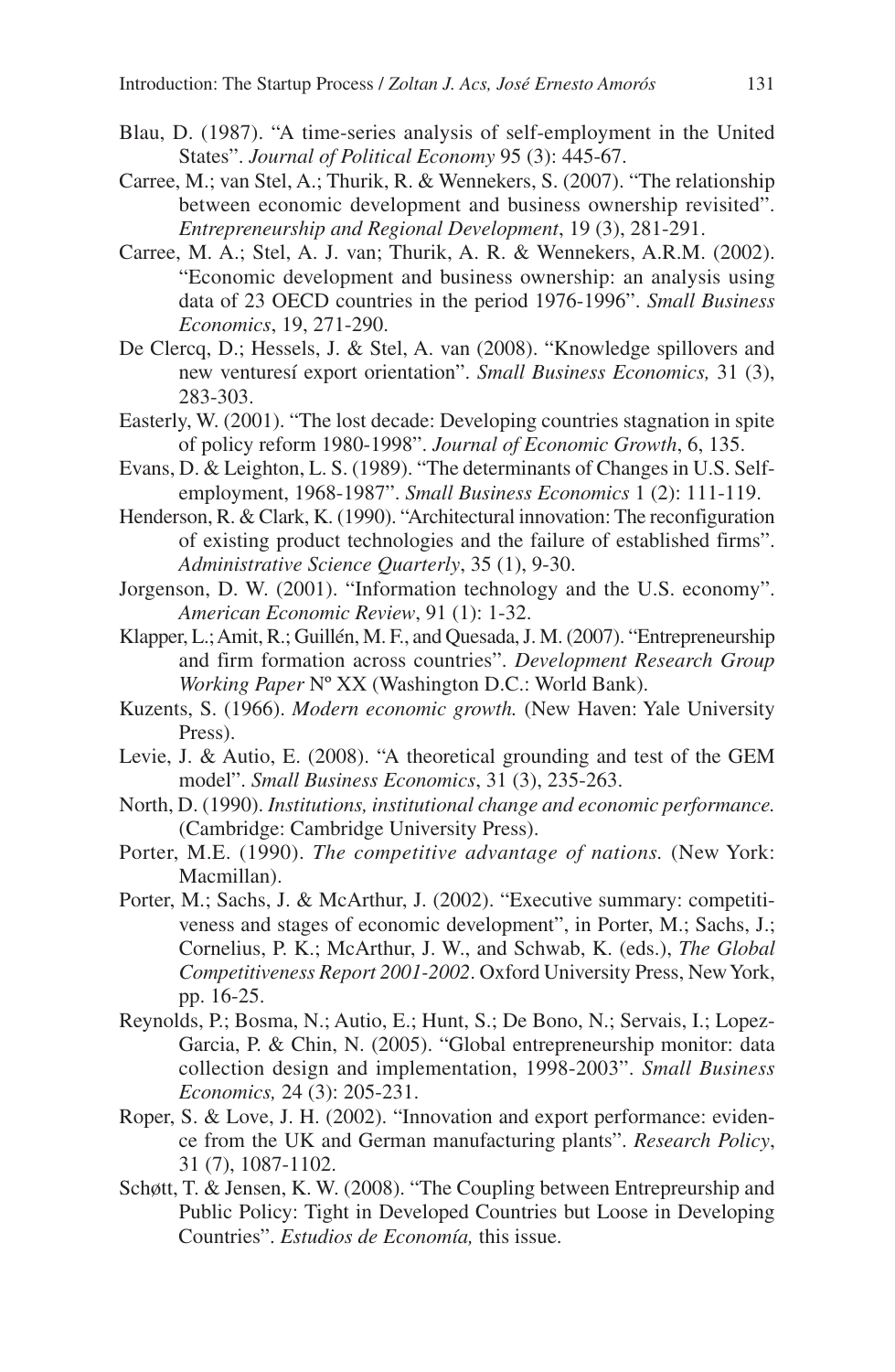Blau, D. (1987). "A time-series analysis of self-employment in the United States". *Journal of Political Economy* 95 (3): 445-67.

Carree, M.; van Stel, A.; Thurik, R. & Wennekers, S. (2007). "The relationship between economic development and business ownership revisited". *Entrepreneurship and Regional Development*, 19 (3), 281-291.

Carree, M. A.; Stel, A. J. van; Thurik, A. R. & Wennekers, A.R.M. (2002). "Economic development and business ownership: an analysis using data of 23 OECD countries in the period 1976-1996". *Small Business Economics*, 19, 271-290.

De Clercq, D.; Hessels, J. & Stel, A. van (2008). "Knowledge spillovers and new venturesí export orientation". *Small Business Economics,* 31 (3), 283-303.

Easterly, W. (2001). "The lost decade: Developing countries stagnation in spite of policy reform 1980-1998". *Journal of Economic Growth*, 6, 135.

Evans, D. & Leighton, L. S. (1989). "The determinants of Changes in U.S. Self-employment, 1968-1987". *Small Business Economics* 1 (2): 111-119.

Henderson, R. & Clark, K. (1990). "Architectural innovation: The reconfiguration of existing product technologies and the failure of established firms". *Administrative Science Quarterly*, 35 (1), 9-30.

Jorgenson, D. W. (2001). "Information technology and the U.S. economy". *American Economic Review*, 91 (1): 1-32.

Klapper, L.; Amit, R.; Guillén, M. F., and Quesada, J. M. (2007). "Entrepreneurship and firm formation across countries". *Development Research Group Working Paper* Nº XX (Washington D.C.: World Bank).

Kuzents, S. (1966). *Modern economic growth.* (New Haven: Yale University Press).

Levie, J. & Autio, E. (2008). "A theoretical grounding and test of the GEM model". *Small Business Economics*, 31 (3), 235-263.

North, D. (1990). *Institutions, institutional change and economic performance.* (Cambridge: Cambridge University Press).

Porter, M.E. (1990). *The competitive advantage of nations.* (New York: Macmillan).

Porter, M.; Sachs, J. & McArthur, J. (2002). "Executive summary: competitiveness and stages of economic development", in Porter, M.; Sachs, J.; Cornelius, P. K.; McArthur, J. W., and Schwab, K. (eds.), *The Global Competitiveness Report 2001-2002*. Oxford University Press, New York, pp. 16-25.

Reynolds, P.; Bosma, N.; Autio, E.; Hunt, S.; De Bono, N.; Servais, I.; Lopez-Garcia, P. & Chin, N. (2005). "Global entrepreneurship monitor: data collection design and implementation, 1998-2003". *Small Business Economics,* 24 (3): 205-231.

Roper, S. & Love, J. H. (2002). "Innovation and export performance: evidence from the UK and German manufacturing plants". *Research Policy*, 31 (7), 1087-1102.

Schøtt, T. & Jensen, K. W. (2008). "The Coupling between Entrepreurship and Public Policy: Tight in Developed Countries but Loose in Developing Countries". *Estudios de Economía,* this issue.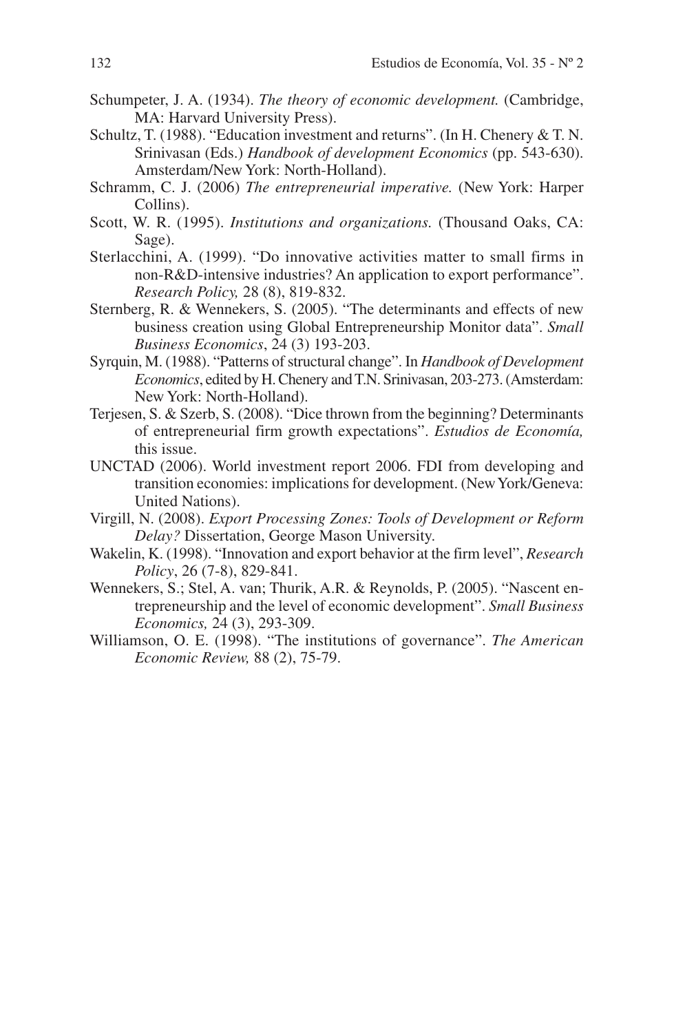Schumpeter, J. A. (1934). *The theory of economic development.* (Cambridge, MA: Harvard University Press).

Schultz, T. (1988). "Education investment and returns". (In H. Chenery & T. N. Srinivasan (Eds.) *Handbook of development Economics* (pp. 543-630). Amsterdam/New York: North-Holland).

Schramm, C. J. (2006) *The entrepreneurial imperative.* (New York: Harper Collins).

Scott, W. R. (1995). *Institutions and organizations.* (Thousand Oaks, CA: Sage).

Sterlacchini, A. (1999). "Do innovative activities matter to small firms in non-R&D-intensive industries? An application to export performance". *Research Policy,* 28 (8), 819-832.

Sternberg, R. & Wennekers, S. (2005). "The determinants and effects of new business creation using Global Entrepreneurship Monitor data". *Small Business Economics*, 24 (3) 193-203.

Syrquin, M. (1988). "Patterns of structural change". In *Handbook of Development Economics*, edited by H. Chenery and T.N. Srinivasan, 203-273. (Amsterdam: New York: North-Holland).

Terjesen, S. & Szerb, S. (2008). "Dice thrown from the beginning? Determinants of entrepreneurial firm growth expectations". *Estudios de Economía,* this issue.

UNCTAD (2006). World investment report 2006. FDI from developing and transition economies: implications for development. (New York/Geneva: United Nations).

Virgill, N. (2008). *Export Processing Zones: Tools of Development or Reform Delay?* Dissertation, George Mason University.

Wakelin, K. (1998). "Innovation and export behavior at the firm level", *Research Policy*, 26 (7-8), 829-841.

Wennekers, S.; Stel, A. van; Thurik, A.R. & Reynolds, P. (2005). "Nascent entrepreneurship and the level of economic development". *Small Business Economics,* 24 (3), 293-309.

Williamson, O. E. (1998). "The institutions of governance". *The American Economic Review,* 88 (2), 75-79.